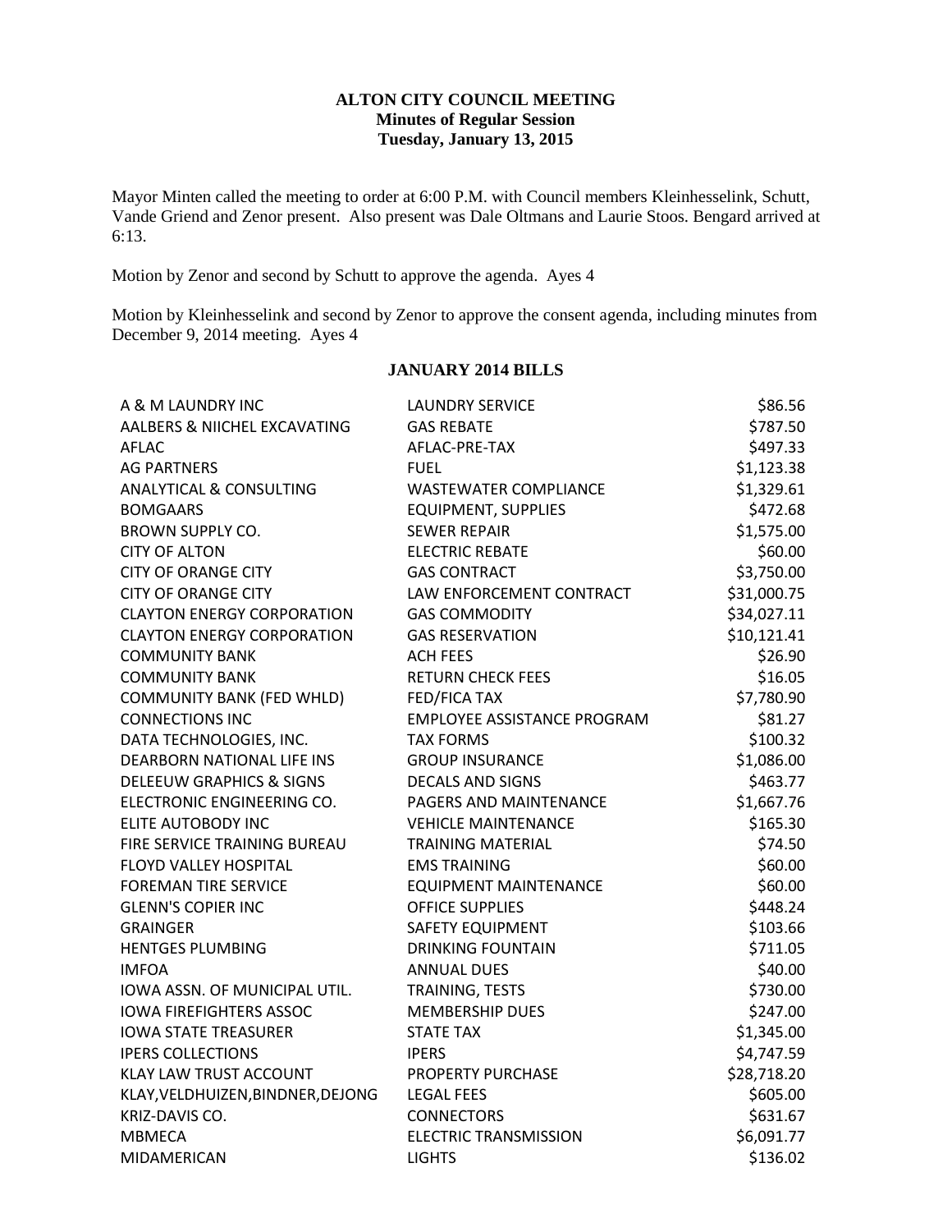**ALTON CITY COUNCIL MEETING**
**Minutes of Regular Session**
**Tuesday, January 13, 2015**

Mayor Minten called the meeting to order at 6:00 P.M. with Council members Kleinhesselink, Schutt, Vande Griend and Zenor present. Also present was Dale Oltmans and Laurie Stoos. Bengard arrived at 6:13.

Motion by Zenor and second by Schutt to approve the agenda. Ayes 4

Motion by Kleinhesselink and second by Zenor to approve the consent agenda, including minutes from December 9, 2014 meeting. Ayes 4

**JANUARY 2014 BILLS**

| | | |
|---|---|---|
| A & M LAUNDRY INC | LAUNDRY SERVICE | $86.56 |
| AALBERS & NIICHEL EXCAVATING | GAS REBATE | $787.50 |
| AFLAC | AFLAC-PRE-TAX | $497.33 |
| AG PARTNERS | FUEL | $1,123.38 |
| ANALYTICAL & CONSULTING | WASTEWATER COMPLIANCE | $1,329.61 |
| BOMGAARS | EQUIPMENT, SUPPLIES | $472.68 |
| BROWN SUPPLY CO. | SEWER REPAIR | $1,575.00 |
| CITY OF ALTON | ELECTRIC REBATE | $60.00 |
| CITY OF ORANGE CITY | GAS CONTRACT | $3,750.00 |
| CITY OF ORANGE CITY | LAW ENFORCEMENT CONTRACT | $31,000.75 |
| CLAYTON ENERGY CORPORATION | GAS COMMODITY | $34,027.11 |
| CLAYTON ENERGY CORPORATION | GAS RESERVATION | $10,121.41 |
| COMMUNITY BANK | ACH FEES | $26.90 |
| COMMUNITY BANK | RETURN CHECK FEES | $16.05 |
| COMMUNITY BANK (FED WHLD) | FED/FICA TAX | $7,780.90 |
| CONNECTIONS INC | EMPLOYEE ASSISTANCE PROGRAM | $81.27 |
| DATA TECHNOLOGIES, INC. | TAX FORMS | $100.32 |
| DEARBORN NATIONAL LIFE INS | GROUP INSURANCE | $1,086.00 |
| DELEEUW GRAPHICS & SIGNS | DECALS AND SIGNS | $463.77 |
| ELECTRONIC ENGINEERING CO. | PAGERS AND MAINTENANCE | $1,667.76 |
| ELITE AUTOBODY INC | VEHICLE MAINTENANCE | $165.30 |
| FIRE SERVICE TRAINING BUREAU | TRAINING MATERIAL | $74.50 |
| FLOYD VALLEY HOSPITAL | EMS TRAINING | $60.00 |
| FOREMAN TIRE SERVICE | EQUIPMENT MAINTENANCE | $60.00 |
| GLENN'S COPIER INC | OFFICE SUPPLIES | $448.24 |
| GRAINGER | SAFETY EQUIPMENT | $103.66 |
| HENTGES PLUMBING | DRINKING FOUNTAIN | $711.05 |
| IMFOA | ANNUAL DUES | $40.00 |
| IOWA ASSN. OF MUNICIPAL UTIL. | TRAINING, TESTS | $730.00 |
| IOWA FIREFIGHTERS ASSOC | MEMBERSHIP DUES | $247.00 |
| IOWA STATE TREASURER | STATE TAX | $1,345.00 |
| IPERS COLLECTIONS | IPERS | $4,747.59 |
| KLAY LAW TRUST ACCOUNT | PROPERTY PURCHASE | $28,718.20 |
| KLAY,VELDHUIZEN,BINDNER,DEJONG | LEGAL FEES | $605.00 |
| KRIZ-DAVIS CO. | CONNECTORS | $631.67 |
| MBMECA | ELECTRIC TRANSMISSION | $6,091.77 |
| MIDAMERICAN | LIGHTS | $136.02 |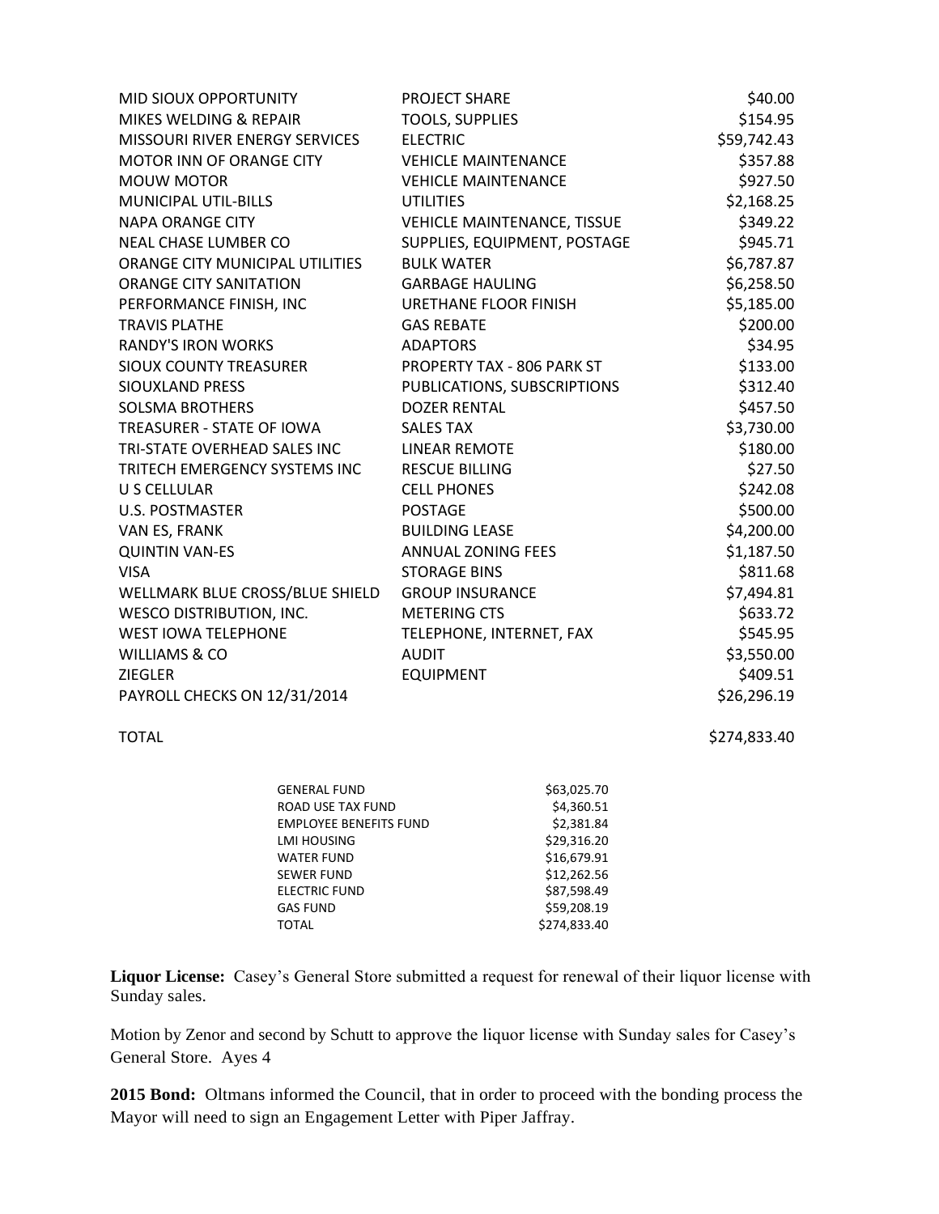| | | |
|---|---|---|
| MID SIOUX OPPORTUNITY | PROJECT SHARE | $40.00 |
| MIKES WELDING & REPAIR | TOOLS, SUPPLIES | $154.95 |
| MISSOURI RIVER ENERGY SERVICES | ELECTRIC | $59,742.43 |
| MOTOR INN OF ORANGE CITY | VEHICLE MAINTENANCE | $357.88 |
| MOUW MOTOR | VEHICLE MAINTENANCE | $927.50 |
| MUNICIPAL UTIL-BILLS | UTILITIES | $2,168.25 |
| NAPA ORANGE CITY | VEHICLE MAINTENANCE, TISSUE | $349.22 |
| NEAL CHASE LUMBER CO | SUPPLIES, EQUIPMENT, POSTAGE | $945.71 |
| ORANGE CITY MUNICIPAL UTILITIES | BULK WATER | $6,787.87 |
| ORANGE CITY SANITATION | GARBAGE HAULING | $6,258.50 |
| PERFORMANCE FINISH, INC | URETHANE FLOOR FINISH | $5,185.00 |
| TRAVIS PLATHE | GAS REBATE | $200.00 |
| RANDY'S IRON WORKS | ADAPTORS | $34.95 |
| SIOUX COUNTY TREASURER | PROPERTY TAX - 806 PARK ST | $133.00 |
| SIOUXLAND PRESS | PUBLICATIONS, SUBSCRIPTIONS | $312.40 |
| SOLSMA BROTHERS | DOZER RENTAL | $457.50 |
| TREASURER - STATE OF IOWA | SALES TAX | $3,730.00 |
| TRI-STATE OVERHEAD SALES INC | LINEAR REMOTE | $180.00 |
| TRITECH EMERGENCY SYSTEMS INC | RESCUE BILLING | $27.50 |
| U S CELLULAR | CELL PHONES | $242.08 |
| U.S. POSTMASTER | POSTAGE | $500.00 |
| VAN ES, FRANK | BUILDING LEASE | $4,200.00 |
| QUINTIN VAN-ES | ANNUAL ZONING FEES | $1,187.50 |
| VISA | STORAGE BINS | $811.68 |
| WELLMARK BLUE CROSS/BLUE SHIELD | GROUP INSURANCE | $7,494.81 |
| WESCO DISTRIBUTION, INC. | METERING CTS | $633.72 |
| WEST IOWA TELEPHONE | TELEPHONE, INTERNET, FAX | $545.95 |
| WILLIAMS & CO | AUDIT | $3,550.00 |
| ZIEGLER | EQUIPMENT | $409.51 |
| PAYROLL CHECKS ON 12/31/2014 | | $26,296.19 |
| | | |
| TOTAL | | $274,833.40 |

| | |
|---|---|
| GENERAL FUND | $63,025.70 |
| ROAD USE TAX FUND | $4,360.51 |
| EMPLOYEE BENEFITS FUND | $2,381.84 |
| LMI HOUSING | $29,316.20 |
| WATER FUND | $16,679.91 |
| SEWER FUND | $12,262.56 |
| ELECTRIC FUND | $87,598.49 |
| GAS FUND | $59,208.19 |
| TOTAL | $274,833.40 |

**Liquor License:** Casey's General Store submitted a request for renewal of their liquor license with Sunday sales.

Motion by Zenor and second by Schutt to approve the liquor license with Sunday sales for Casey's General Store. Ayes 4

**2015 Bond:** Oltmans informed the Council, that in order to proceed with the bonding process the Mayor will need to sign an Engagement Letter with Piper Jaffray.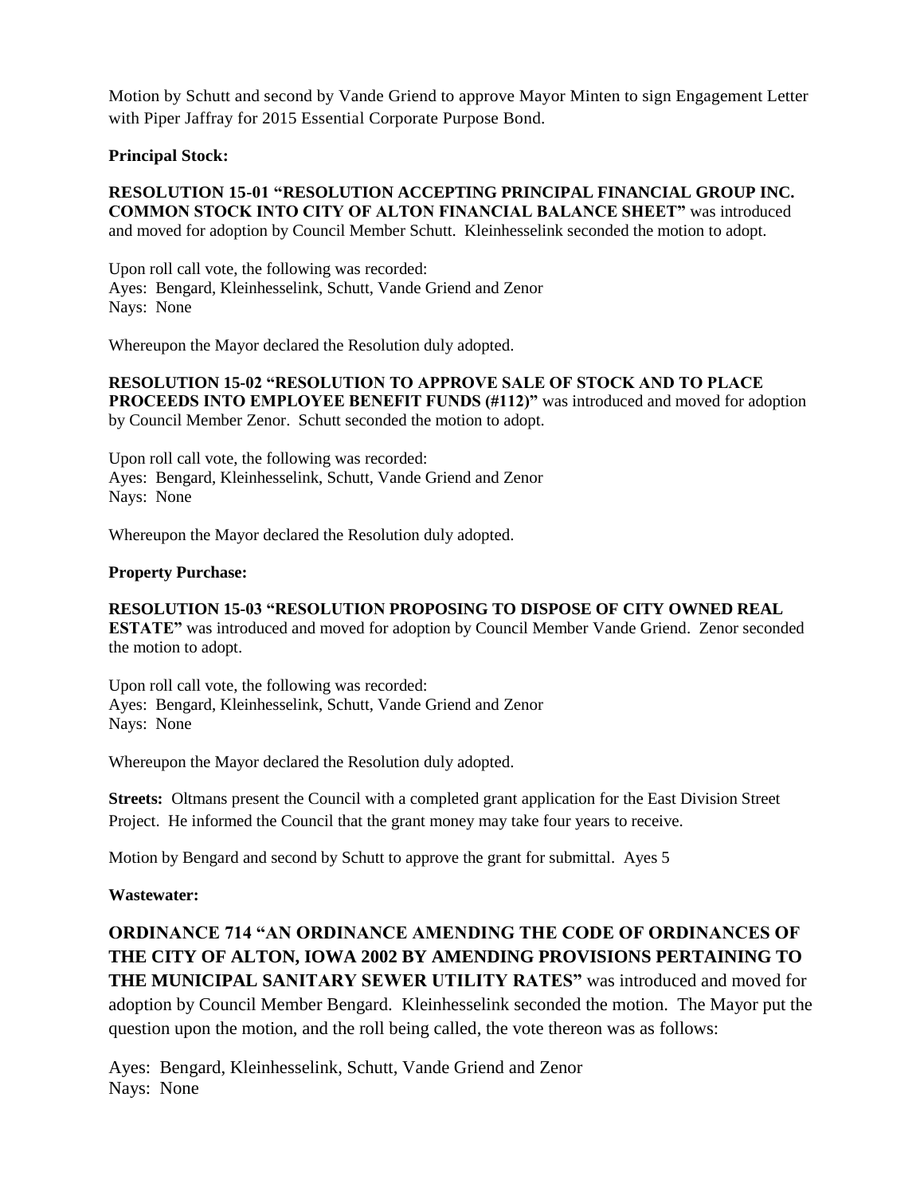Motion by Schutt and second by Vande Griend to approve Mayor Minten to sign Engagement Letter with Piper Jaffray for 2015 Essential Corporate Purpose Bond.

**Principal Stock:**

**RESOLUTION 15-01 "RESOLUTION ACCEPTING PRINCIPAL FINANCIAL GROUP INC. COMMON STOCK INTO CITY OF ALTON FINANCIAL BALANCE SHEET"** was introduced and moved for adoption by Council Member Schutt. Kleinhesselink seconded the motion to adopt.

Upon roll call vote, the following was recorded:
Ayes: Bengard, Kleinhesselink, Schutt, Vande Griend and Zenor
Nays: None

Whereupon the Mayor declared the Resolution duly adopted.

**RESOLUTION 15-02 "RESOLUTION TO APPROVE SALE OF STOCK AND TO PLACE PROCEEDS INTO EMPLOYEE BENEFIT FUNDS (#112)"** was introduced and moved for adoption by Council Member Zenor. Schutt seconded the motion to adopt.

Upon roll call vote, the following was recorded:
Ayes: Bengard, Kleinhesselink, Schutt, Vande Griend and Zenor
Nays: None

Whereupon the Mayor declared the Resolution duly adopted.

**Property Purchase:**

**RESOLUTION 15-03 "RESOLUTION PROPOSING TO DISPOSE OF CITY OWNED REAL ESTATE"** was introduced and moved for adoption by Council Member Vande Griend. Zenor seconded the motion to adopt.

Upon roll call vote, the following was recorded:
Ayes: Bengard, Kleinhesselink, Schutt, Vande Griend and Zenor
Nays: None

Whereupon the Mayor declared the Resolution duly adopted.

**Streets:** Oltmans present the Council with a completed grant application for the East Division Street Project. He informed the Council that the grant money may take four years to receive.

Motion by Bengard and second by Schutt to approve the grant for submittal. Ayes 5

**Wastewater:**

**ORDINANCE 714 "AN ORDINANCE AMENDING THE CODE OF ORDINANCES OF THE CITY OF ALTON, IOWA 2002 BY AMENDING PROVISIONS PERTAINING TO THE MUNICIPAL SANITARY SEWER UTILITY RATES"** was introduced and moved for adoption by Council Member Bengard. Kleinhesselink seconded the motion. The Mayor put the question upon the motion, and the roll being called, the vote thereon was as follows:

Ayes: Bengard, Kleinhesselink, Schutt, Vande Griend and Zenor
Nays: None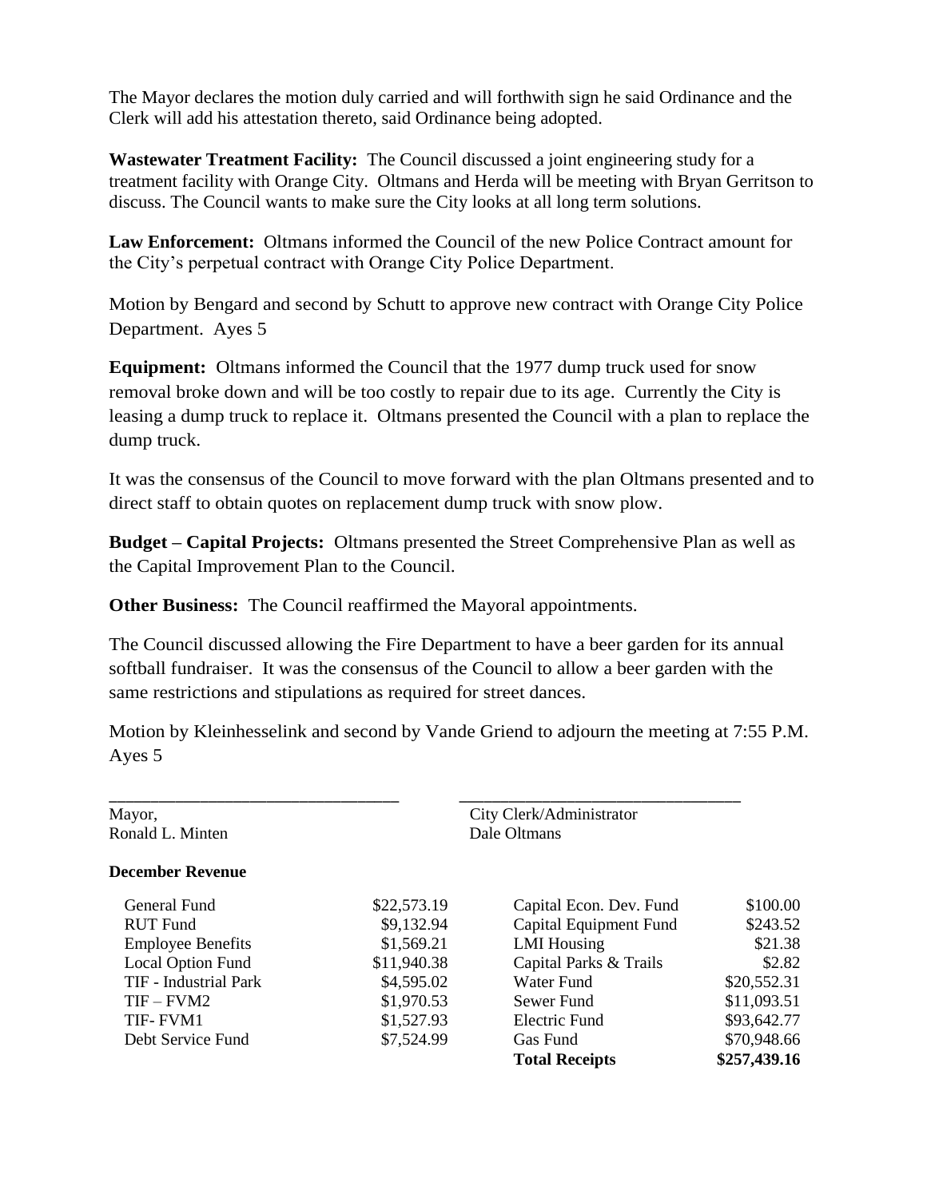The Mayor declares the motion duly carried and will forthwith sign he said Ordinance and the Clerk will add his attestation thereto, said Ordinance being adopted.

**Wastewater Treatment Facility:** The Council discussed a joint engineering study for a treatment facility with Orange City. Oltmans and Herda will be meeting with Bryan Gerritson to discuss. The Council wants to make sure the City looks at all long term solutions.

**Law Enforcement:** Oltmans informed the Council of the new Police Contract amount for the City's perpetual contract with Orange City Police Department.

Motion by Bengard and second by Schutt to approve new contract with Orange City Police Department. Ayes 5

**Equipment:** Oltmans informed the Council that the 1977 dump truck used for snow removal broke down and will be too costly to repair due to its age. Currently the City is leasing a dump truck to replace it. Oltmans presented the Council with a plan to replace the dump truck.

It was the consensus of the Council to move forward with the plan Oltmans presented and to direct staff to obtain quotes on replacement dump truck with snow plow.

**Budget – Capital Projects:** Oltmans presented the Street Comprehensive Plan as well as the Capital Improvement Plan to the Council.

**Other Business:** The Council reaffirmed the Mayoral appointments.

The Council discussed allowing the Fire Department to have a beer garden for its annual softball fundraiser. It was the consensus of the Council to allow a beer garden with the same restrictions and stipulations as required for street dances.

Motion by Kleinhesselink and second by Vande Griend to adjourn the meeting at 7:55 P.M. Ayes 5

\_\_\_\_\_\_\_\_\_\_\_\_\_\_\_\_\_\_\_\_\_\_\_\_\_\_\_\_\_\_\_\_ \_\_\_\_\_\_\_\_\_\_\_\_\_\_\_\_\_\_\_\_\_\_\_\_\_\_\_\_\_\_\_\_

Mayor,
Ronald L. Minten

City Clerk/Administrator
Dale Oltmans

**December Revenue**

| | | | |
|---|---|---|---|
| General Fund | $22,573.19 | Capital Econ. Dev. Fund | $100.00 |
| RUT Fund | $9,132.94 | Capital Equipment Fund | $243.52 |
| Employee Benefits | $1,569.21 | LMI Housing | $21.38 |
| Local Option Fund | $11,940.38 | Capital Parks & Trails | $2.82 |
| TIF - Industrial Park | $4,595.02 | Water Fund | $20,552.31 |
| TIF – FVM2 | $1,970.53 | Sewer Fund | $11,093.51 |
| TIF- FVM1 | $1,527.93 | Electric Fund | $93,642.77 |
| Debt Service Fund | $7,524.99 | Gas Fund | $70,948.66 |
| | | **Total Receipts** | **$257,439.16** |